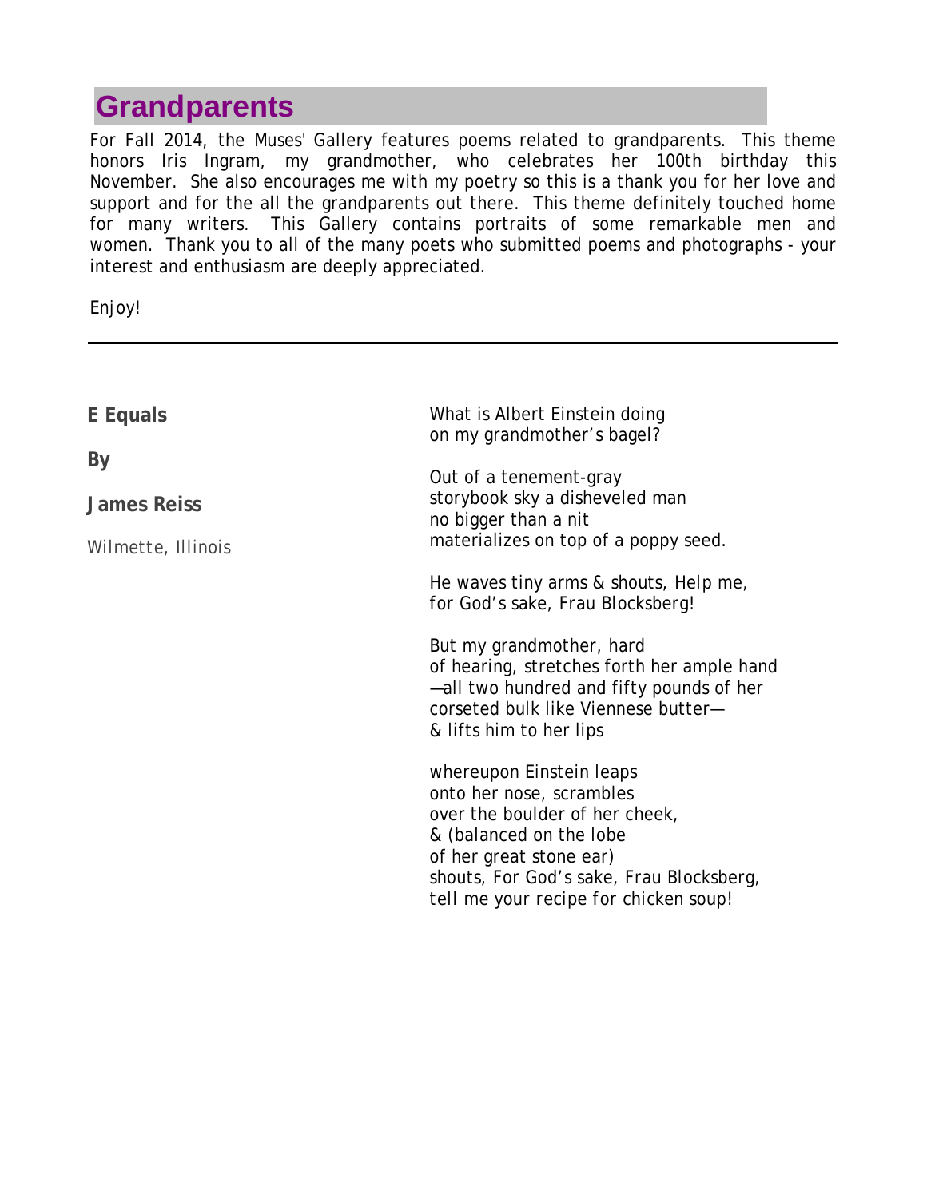# Grandparents

For Fall 2014, the Muses' Gallery features poems related to grandparents. This theme honors Iris Ingram, my grandmother, who celebrates her 100th birthday this November. She also encourages me with my poetry so this is a thank you for her love and support and for the all the grandparents out there. This theme definitely touched home for many writers. This Gallery contains portraits of some remarkable men and women. Thank you to all of the many poets who submitted poems and photographs - your interest and enthusiasm are deeply appreciated.

Enjoy!

---

**E Equals**

**By**

**James Reiss**

*Wilmette, Illinois*

What is Albert Einstein doing
on my grandmother's bagel?

Out of a tenement-gray
storybook sky a disheveled man
no bigger than a nit
materializes on top of a poppy seed.

He waves tiny arms & shouts, Help me,
for God's sake, Frau Blocksberg!

But my grandmother, hard
of hearing, stretches forth her ample hand
—all two hundred and fifty pounds of her
corseted bulk like Viennese butter—
& lifts him to her lips

whereupon Einstein leaps
onto her nose, scrambles
over the boulder of her cheek,
& (balanced on the lobe
of her great stone ear)
shouts, For God's sake, Frau Blocksberg,
tell me your recipe for chicken soup!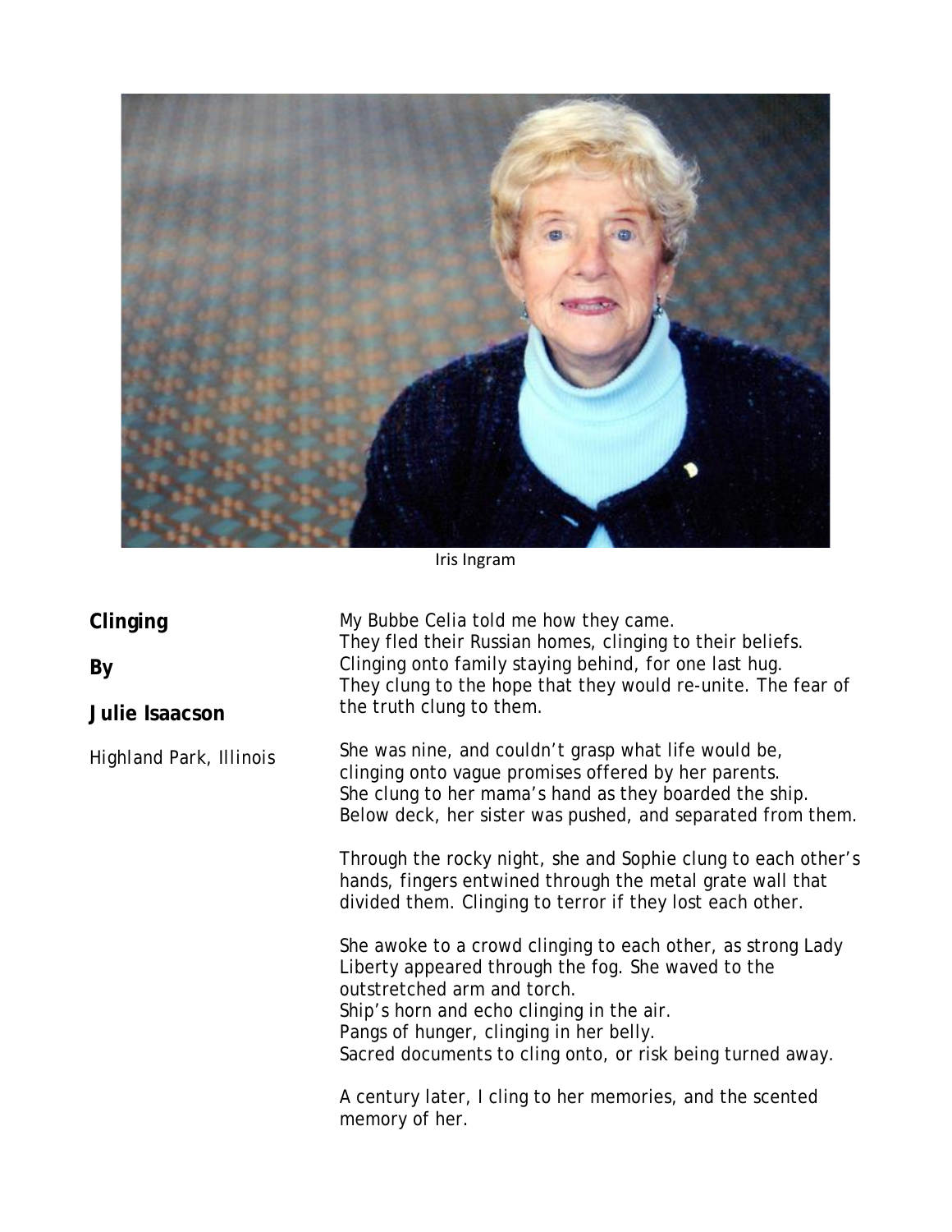Iris Ingram

## Clinging

**By**

**Julie Isaacson**

Highland Park, Illinois

My Bubbe Celia told me how they came.
They fled their Russian homes, clinging to their beliefs.
Clinging onto family staying behind, for one last hug.
They clung to the hope that they would re-unite. The fear of the truth clung to them.

She was nine, and couldn't grasp what life would be,
clinging onto vague promises offered by her parents.
She clung to her mama's hand as they boarded the ship.
Below deck, her sister was pushed, and separated from them.

Through the rocky night, she and Sophie clung to each other's hands, fingers entwined through the metal grate wall that divided them. Clinging to terror if they lost each other.

She awoke to a crowd clinging to each other, as strong Lady Liberty appeared through the fog. She waved to the outstretched arm and torch.
Ship's horn and echo clinging in the air.
Pangs of hunger, clinging in her belly.
Sacred documents to cling onto, or risk being turned away.

A century later, I cling to her memories, and the scented memory of her.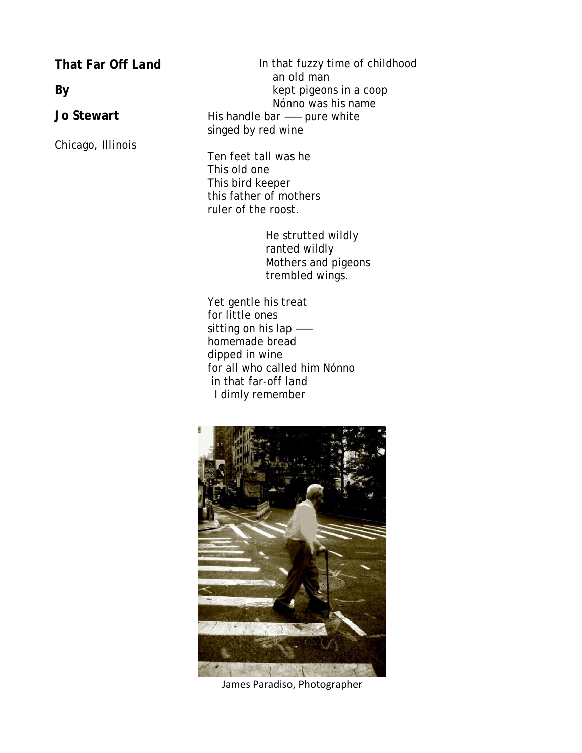# That Far Off Land

**By**

**Jo Stewart**

*Chicago, Illinois*

In that fuzzy time of childhood  
an old man  
kept pigeons in a coop  
Nónno was his name  
His handle bar —— pure white  
singed by red wine

Ten feet tall was he  
This old one  
This bird keeper  
this father of mothers  
ruler of the roost.

He strutted wildly  
ranted wildly  
Mothers and pigeons  
trembled wings.

Yet gentle his treat  
for little ones  
sitting on his lap ——  
homemade bread  
dipped in wine  
for all who called him Nónno  
in that far-off land  
I dimly remember

James Paradiso, Photographer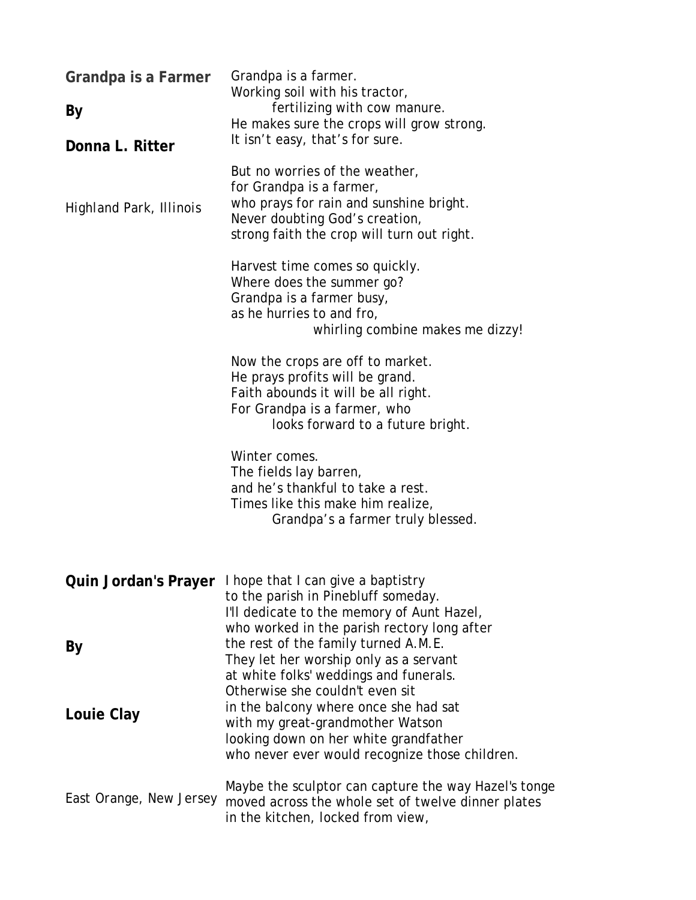## Grandpa is a Farmer

**By**

**Donna L. Ritter**

Highland Park, Illinois

Grandpa is a farmer.
Working soil with his tractor,
        fertilizing with cow manure.
He makes sure the crops will grow strong.
It isn't easy, that's for sure.

But no worries of the weather,
for Grandpa is a farmer,
who prays for rain and sunshine bright.
Never doubting God's creation,
strong faith the crop will turn out right.

Harvest time comes so quickly.
Where does the summer go?
Grandpa is a farmer busy,
as he hurries to and fro,
                whirling combine makes me dizzy!

Now the crops are off to market.
He prays profits will be grand.
Faith abounds it will be all right.
For Grandpa is a farmer, who
        looks forward to a future bright.

Winter comes.
The fields lay barren,
and he's thankful to take a rest.
Times like this make him realize,
        Grandpa's a farmer truly blessed.

## Quin Jordan's Prayer

**By**

**Louie Clay**

East Orange, New Jersey

I hope that I can give a baptistry
to the parish in Pinebluff someday.
I'll dedicate to the memory of Aunt Hazel,
who worked in the parish rectory long after
the rest of the family turned A.M.E.
They let her worship only as a servant
at white folks' weddings and funerals.
Otherwise she couldn't even sit
in the balcony where once she had sat
with my great-grandmother Watson
looking down on her white grandfather
who never ever would recognize those children.

Maybe the sculptor can capture the way Hazel's tonge
moved across the whole set of twelve dinner plates
in the kitchen, locked from view,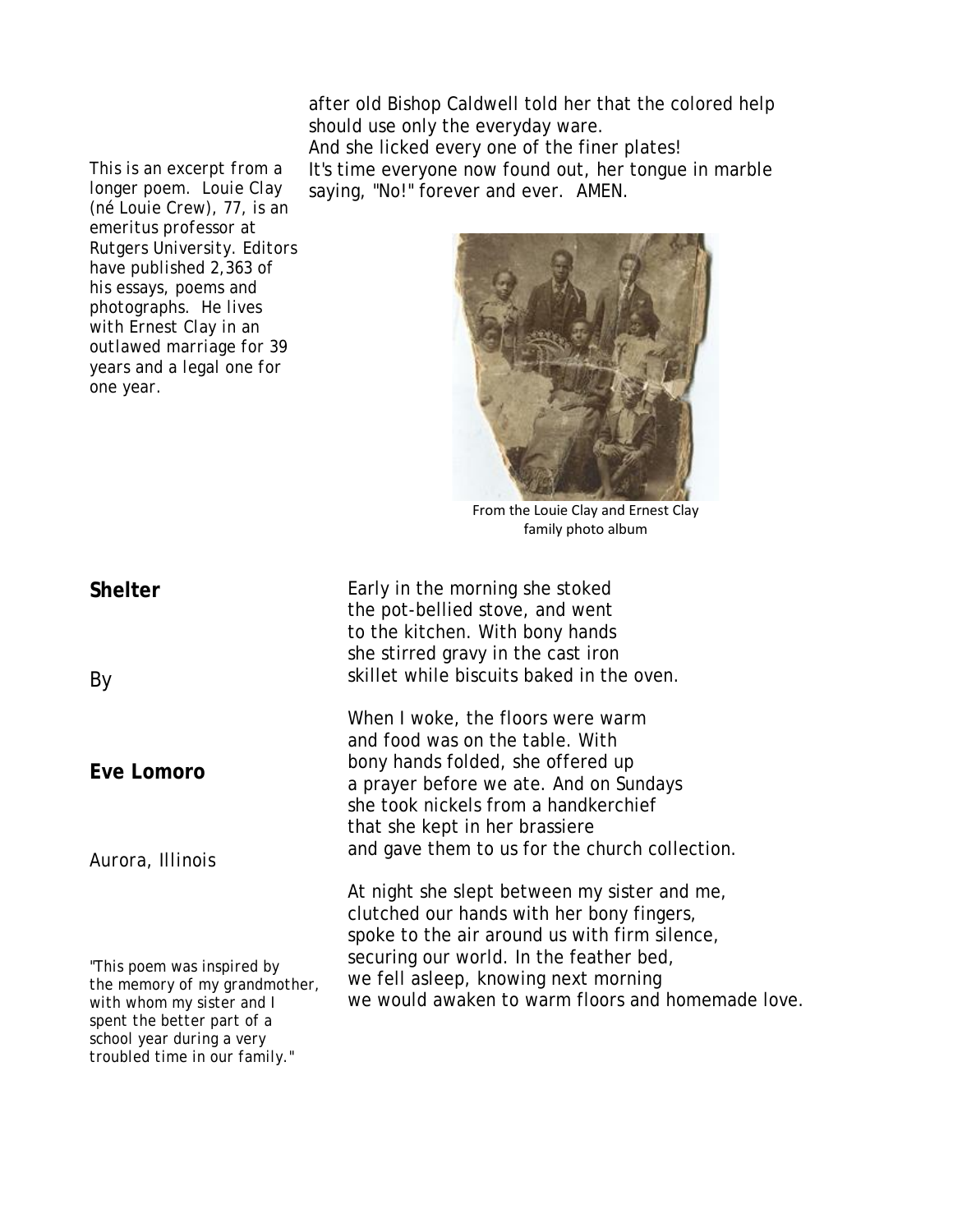after old Bishop Caldwell told her that the colored help
should use only the everyday ware.
And she licked every one of the finer plates!
It's time everyone now found out, her tongue in marble
saying, "No!" forever and ever. AMEN.

*This is an excerpt from a longer poem. Louie Clay (né Louie Crew), 77, is an emeritus professor at Rutgers University. Editors have published 2,363 of his essays, poems and photographs. He lives with Ernest Clay in an outlawed marriage for 39 years and a legal one for one year.*

From the Louie Clay and Ernest Clay family photo album

## Shelter

By

**Eve Lomoro**

Aurora, Illinois

*"This poem was inspired by the memory of my grandmother, with whom my sister and I spent the better part of a school year during a very troubled time in our family."*

Early in the morning she stoked
the pot-bellied stove, and went
to the kitchen. With bony hands
she stirred gravy in the cast iron
skillet while biscuits baked in the oven.

When I woke, the floors were warm
and food was on the table. With
bony hands folded, she offered up
a prayer before we ate. And on Sundays
she took nickels from a handkerchief
that she kept in her brassiere
and gave them to us for the church collection.

At night she slept between my sister and me,
clutched our hands with her bony fingers,
spoke to the air around us with firm silence,
securing our world. In the feather bed,
we fell asleep, knowing next morning
we would awaken to warm floors and homemade love.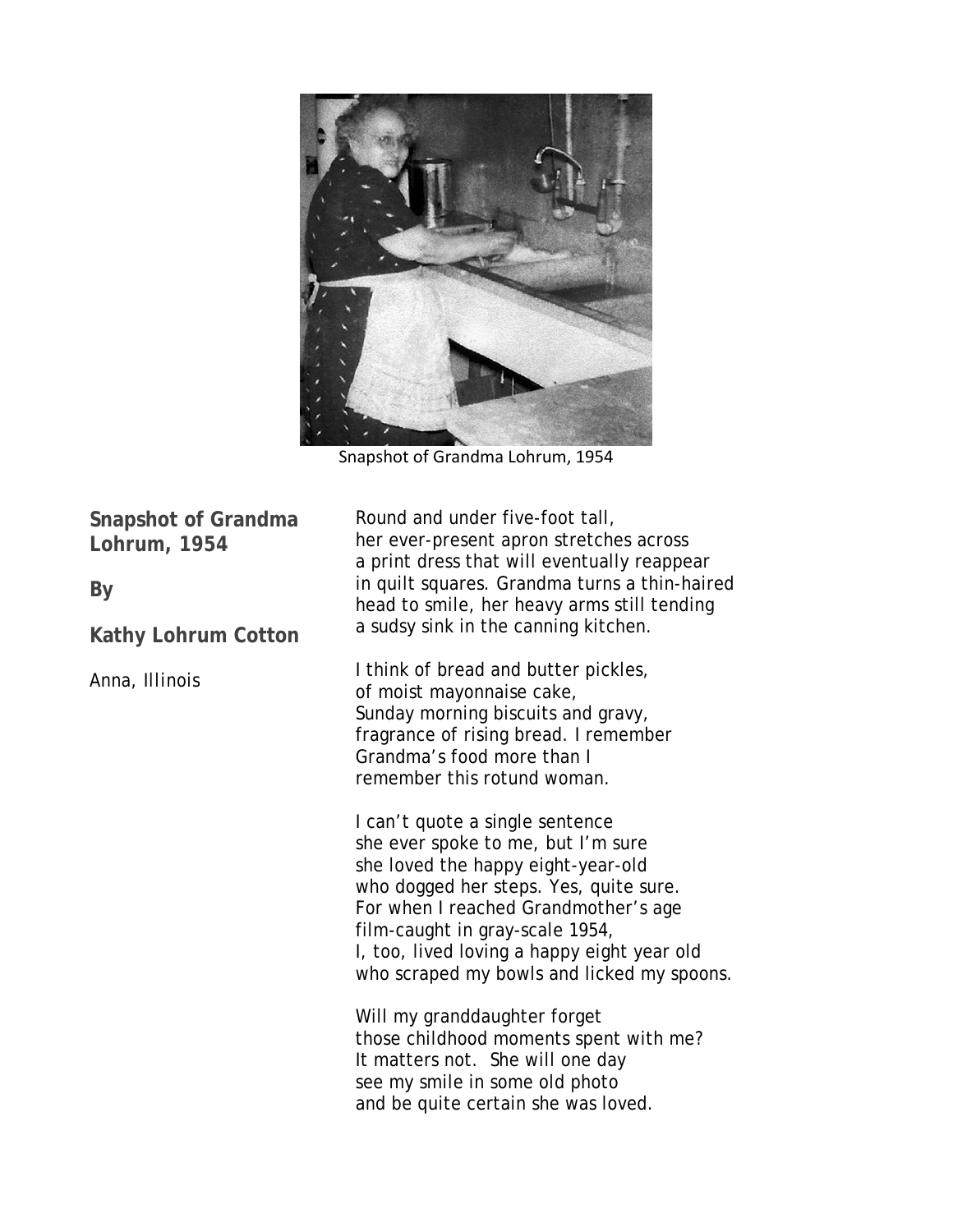Snapshot of Grandma Lohrum, 1954

## Snapshot of Grandma Lohrum, 1954

**By**

**Kathy Lohrum Cotton**

Anna, Illinois

Round and under five-foot tall,
her ever-present apron stretches across
a print dress that will eventually reappear
in quilt squares. Grandma turns a thin-haired
head to smile, her heavy arms still tending
a sudsy sink in the canning kitchen.

I think of bread and butter pickles,
of moist mayonnaise cake,
Sunday morning biscuits and gravy,
fragrance of rising bread. I remember
Grandma's food more than I
remember this rotund woman.

I can't quote a single sentence
she ever spoke to me, but I'm sure
she loved the happy eight-year-old
who dogged her steps. Yes, quite sure.
For when I reached Grandmother's age
film-caught in gray-scale 1954,
I, too, lived loving a happy eight year old
who scraped my bowls and licked my spoons.

Will my granddaughter forget
those childhood moments spent with me?
It matters not. She will one day
see my smile in some old photo
and be quite certain she was loved.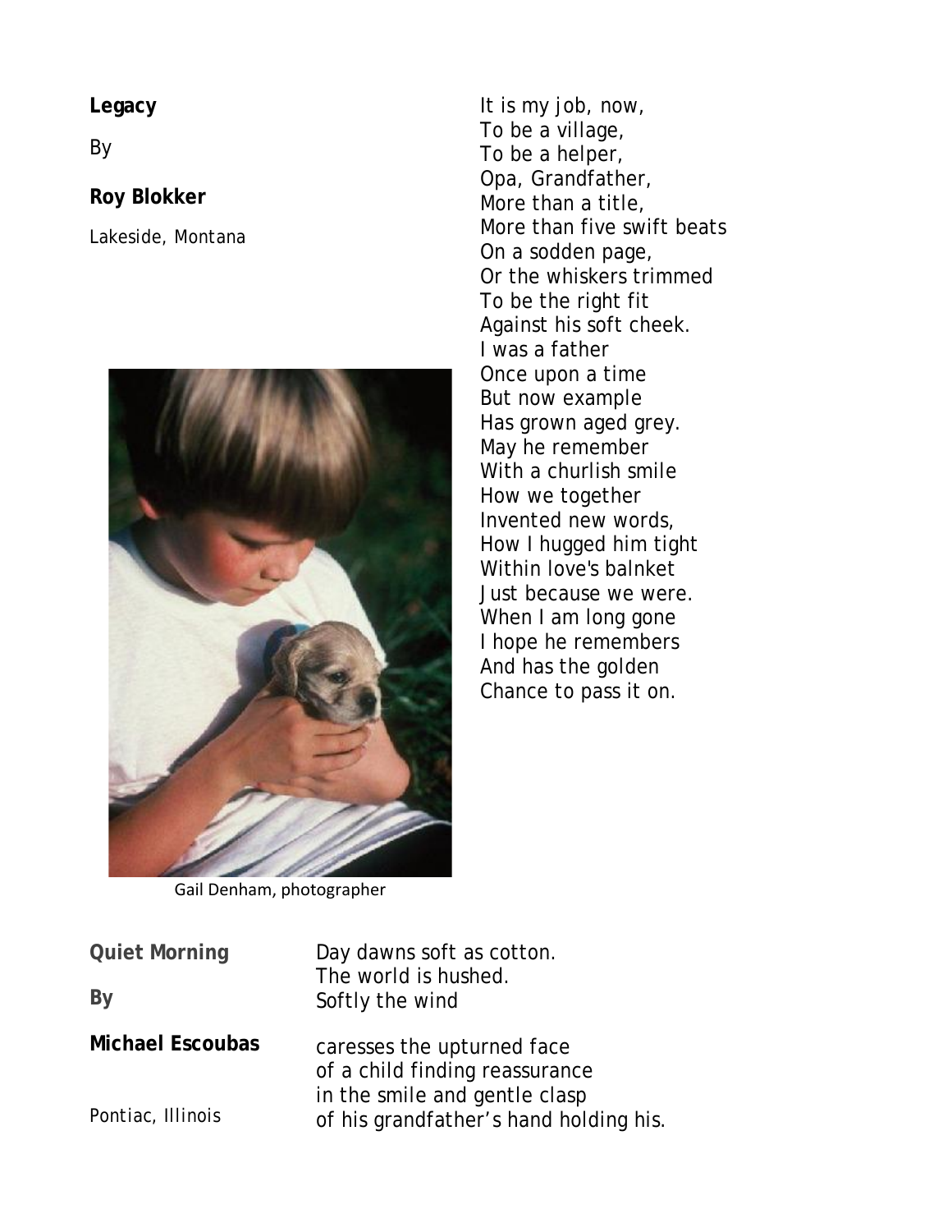**Legacy**

By

**Roy Blokker**

Lakeside, Montana

It is my job, now,
To be a village,
To be a helper,
Opa, Grandfather,
More than a title,
More than five swift beats
On a sodden page,
Or the whiskers trimmed
To be the right fit
Against his soft cheek.
I was a father
Once upon a time
But now example
Has grown aged grey.
May he remember
With a churlish smile
How we together
Invented new words,
How I hugged him tight
Within love's balnket
Just because we were.
When I am long gone
I hope he remembers
And has the golden
Chance to pass it on.

Gail Denham, photographer

**Quiet Morning**

**By**

**Michael Escoubas**

Pontiac, Illinois

Day dawns soft as cotton.
The world is hushed.
Softly the wind

caresses the upturned face
of a child finding reassurance
in the smile and gentle clasp
of his grandfather's hand holding his.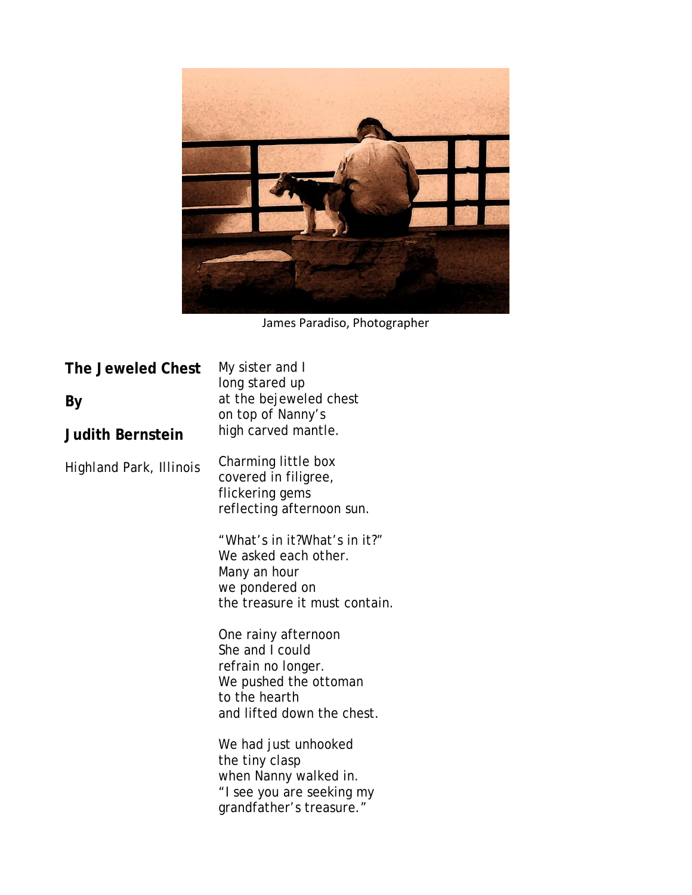James Paradiso, Photographer

## The Jeweled Chest

**By**

**Judith Bernstein**

*Highland Park, Illinois*

My sister and I
long stared up
at the bejeweled chest
on top of Nanny's
high carved mantle.

Charming little box
covered in filigree,
flickering gems
reflecting afternoon sun.

"What's in it?What's in it?"
We asked each other.
Many an hour
we pondered on
the treasure it must contain.

One rainy afternoon
She and I could
refrain no longer.
We pushed the ottoman
to the hearth
and lifted down the chest.

We had just unhooked
the tiny clasp
when Nanny walked in.
"I see you are seeking my
grandfather's treasure."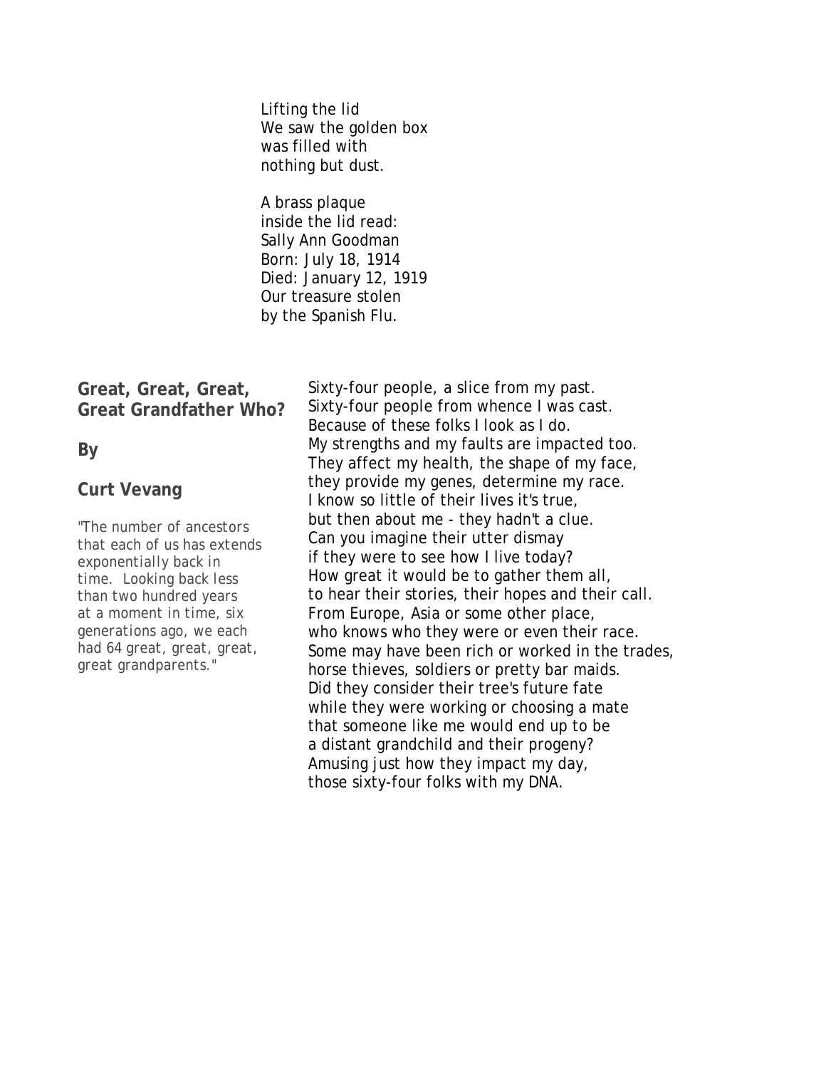Lifting the lid
We saw the golden box
was filled with
nothing but dust.

A brass plaque
inside the lid read:
Sally Ann Goodman
Born: July 18, 1914
Died: January 12, 1919
Our treasure stolen
by the Spanish Flu.

## Great, Great, Great, Great Grandfather Who?

**By**

**Curt Vevang**

*"The number of ancestors that each of us has extends exponentially back in time. Looking back less than two hundred years at a moment in time, six generations ago, we each had 64 great, great, great, great grandparents."*

Sixty-four people, a slice from my past.
Sixty-four people from whence I was cast.
Because of these folks I look as I do.
My strengths and my faults are impacted too.
They affect my health, the shape of my face,
they provide my genes, determine my race.
I know so little of their lives it's true,
but then about me - they hadn't a clue.
Can you imagine their utter dismay
if they were to see how I live today?
How great it would be to gather them all,
to hear their stories, their hopes and their call.
From Europe, Asia or some other place,
who knows who they were or even their race.
Some may have been rich or worked in the trades,
horse thieves, soldiers or pretty bar maids.
Did they consider their tree's future fate
while they were working or choosing a mate
that someone like me would end up to be
a distant grandchild and their progeny?
Amusing just how they impact my day,
those sixty-four folks with my DNA.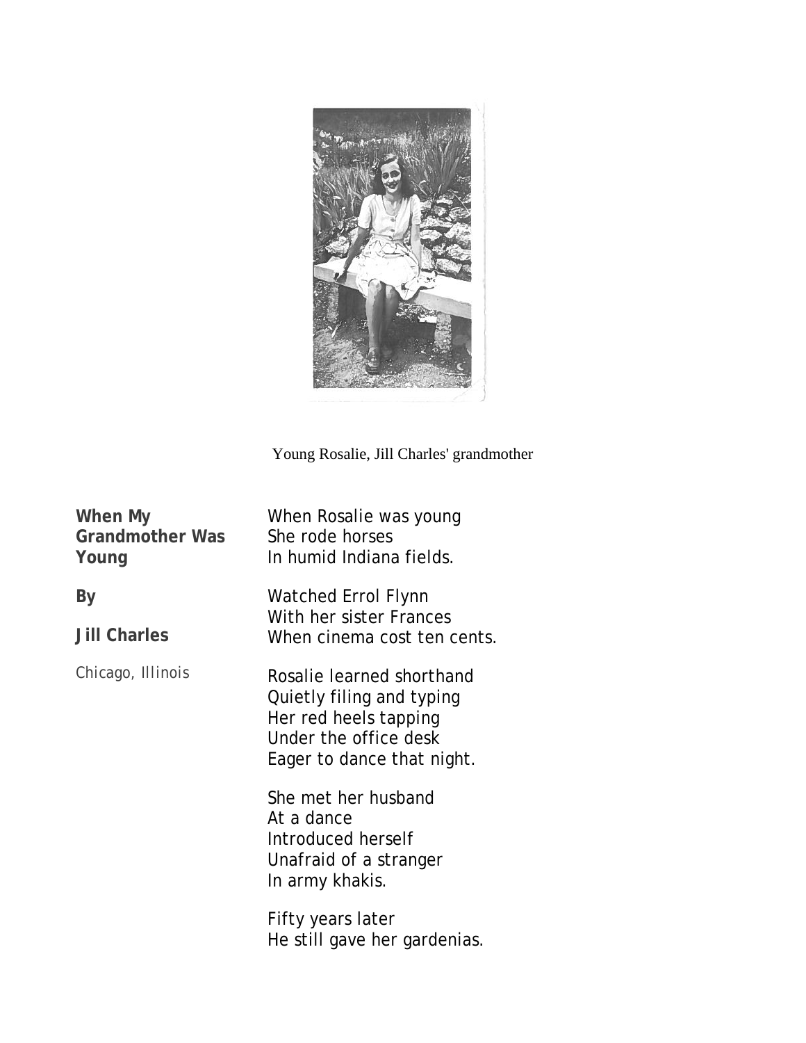Young Rosalie, Jill Charles' grandmother

## When My Grandmother Was Young

**By**

**Jill Charles**

*Chicago, Illinois*

When Rosalie was young
She rode horses
In humid Indiana fields.

Watched Errol Flynn
With her sister Frances
When cinema cost ten cents.

Rosalie learned shorthand
Quietly filing and typing
Her red heels tapping
Under the office desk
Eager to dance that night.

She met her husband
At a dance
Introduced herself
Unafraid of a stranger
In army khakis.

Fifty years later
He still gave her gardenias.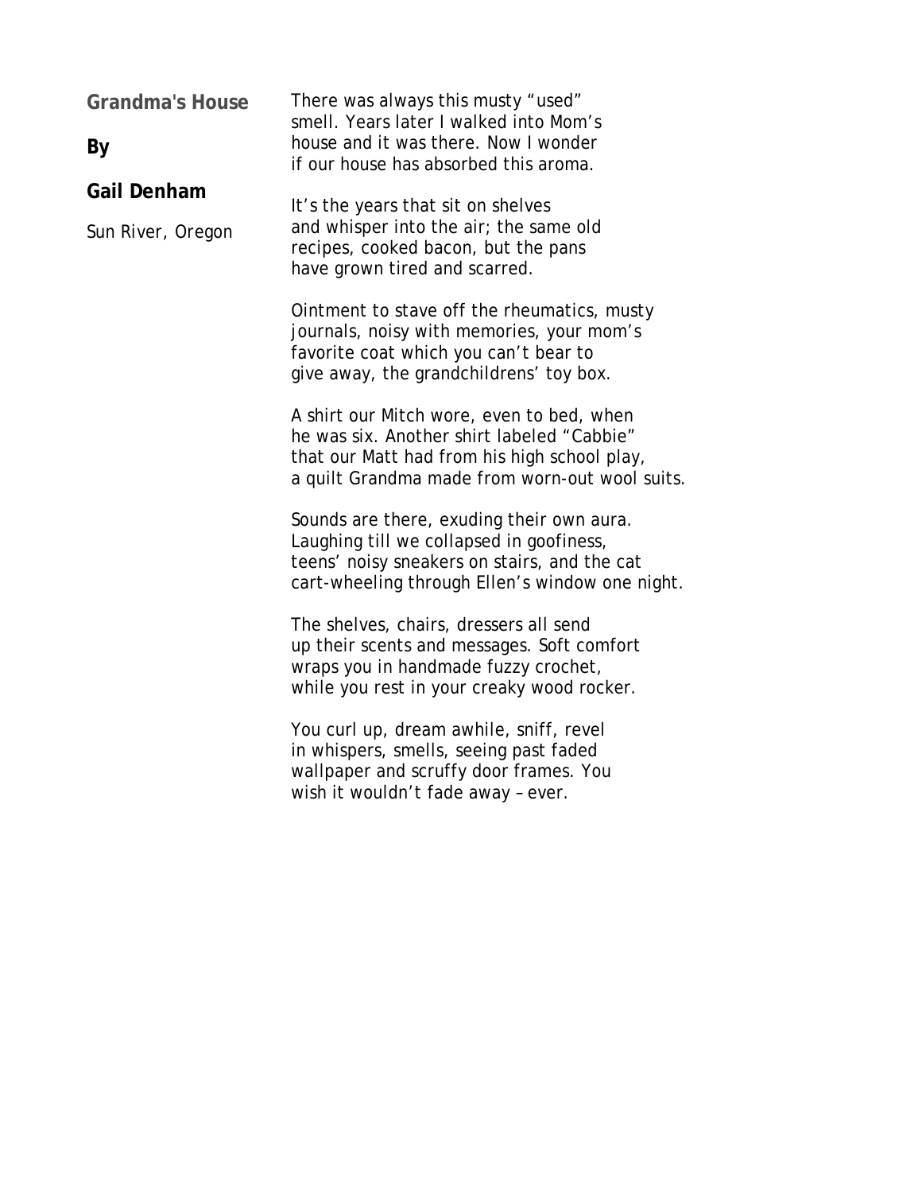## Grandma's House

**By**

**Gail Denham**

Sun River, Oregon

There was always this musty "used"
smell. Years later I walked into Mom's
house and it was there. Now I wonder
if our house has absorbed this aroma.

It's the years that sit on shelves
and whisper into the air; the same old
recipes, cooked bacon, but the pans
have grown tired and scarred.

Ointment to stave off the rheumatics, musty
journals, noisy with memories, your mom's
favorite coat which you can't bear to
give away, the grandchildrens' toy box.

A shirt our Mitch wore, even to bed, when
he was six. Another shirt labeled "Cabbie"
that our Matt had from his high school play,
a quilt Grandma made from worn-out wool suits.

Sounds are there, exuding their own aura.
Laughing till we collapsed in goofiness,
teens' noisy sneakers on stairs, and the cat
cart-wheeling through Ellen's window one night.

The shelves, chairs, dressers all send
up their scents and messages. Soft comfort
wraps you in handmade fuzzy crochet,
while you rest in your creaky wood rocker.

You curl up, dream awhile, sniff, revel
in whispers, smells, seeing past faded
wallpaper and scruffy door frames. You
wish it wouldn't fade away – ever.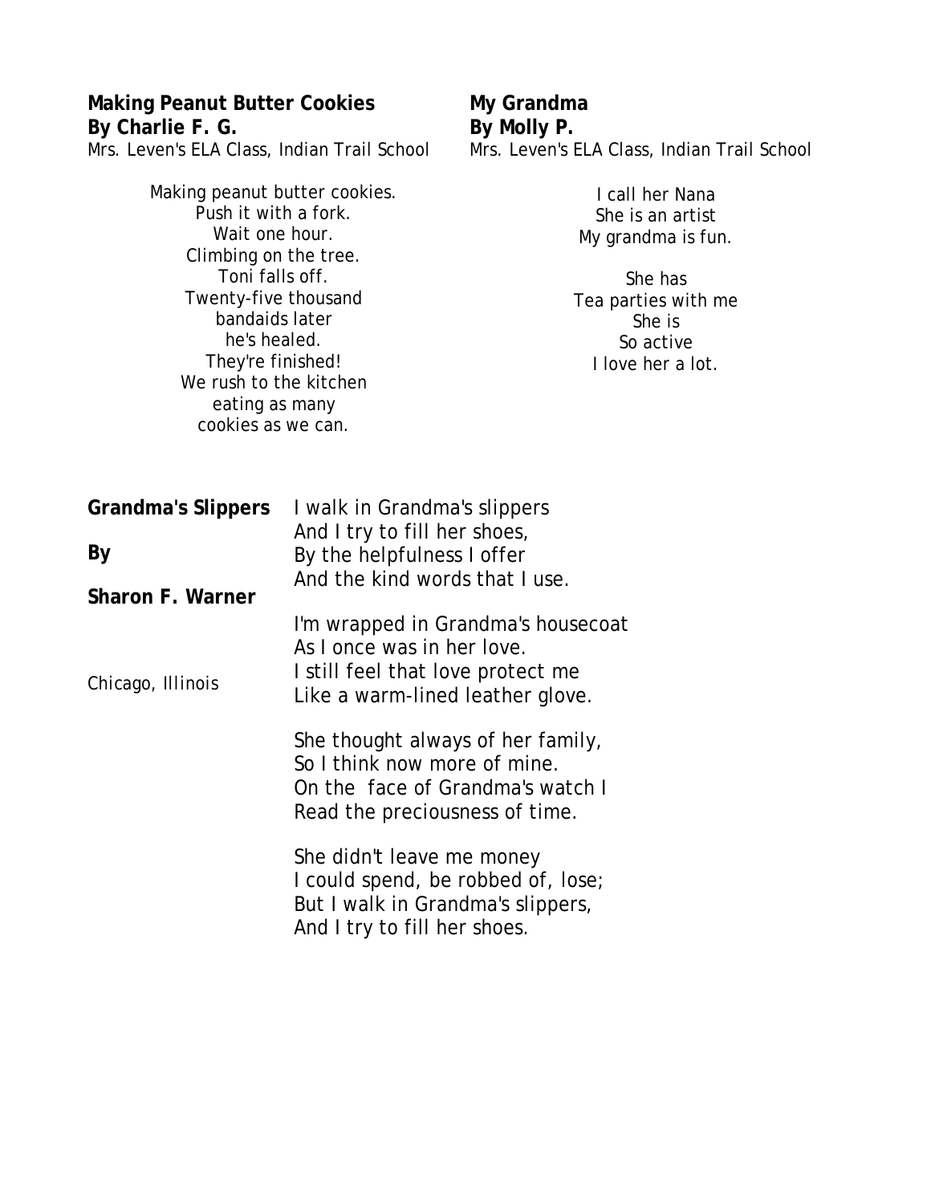**Making Peanut Butter Cookies**
**By Charlie F. G.**
Mrs. Leven's ELA Class, Indian Trail School

Making peanut butter cookies.
Push it with a fork.
Wait one hour.
Climbing on the tree.
Toni falls off.
Twenty-five thousand
bandaids later
he's healed.
They're finished!
We rush to the kitchen
eating as many
cookies as we can.

**My Grandma**
**By Molly P.**
Mrs. Leven's ELA Class, Indian Trail School

I call her Nana
She is an artist
My grandma is fun.

She has
Tea parties with me
She is
So active
I love her a lot.

**Grandma's Slippers**

**By**

**Sharon F. Warner**

Chicago, Illinois

I walk in Grandma's slippers
And I try to fill her shoes,
By the helpfulness I offer
And the kind words that I use.

I'm wrapped in Grandma's housecoat
As I once was in her love.
I still feel that love protect me
Like a warm-lined leather glove.

She thought always of her family,
So I think now more of mine.
On the face of Grandma's watch I
Read the preciousness of time.

She didn't leave me money
I could spend, be robbed of, lose;
But I walk in Grandma's slippers,
And I try to fill her shoes.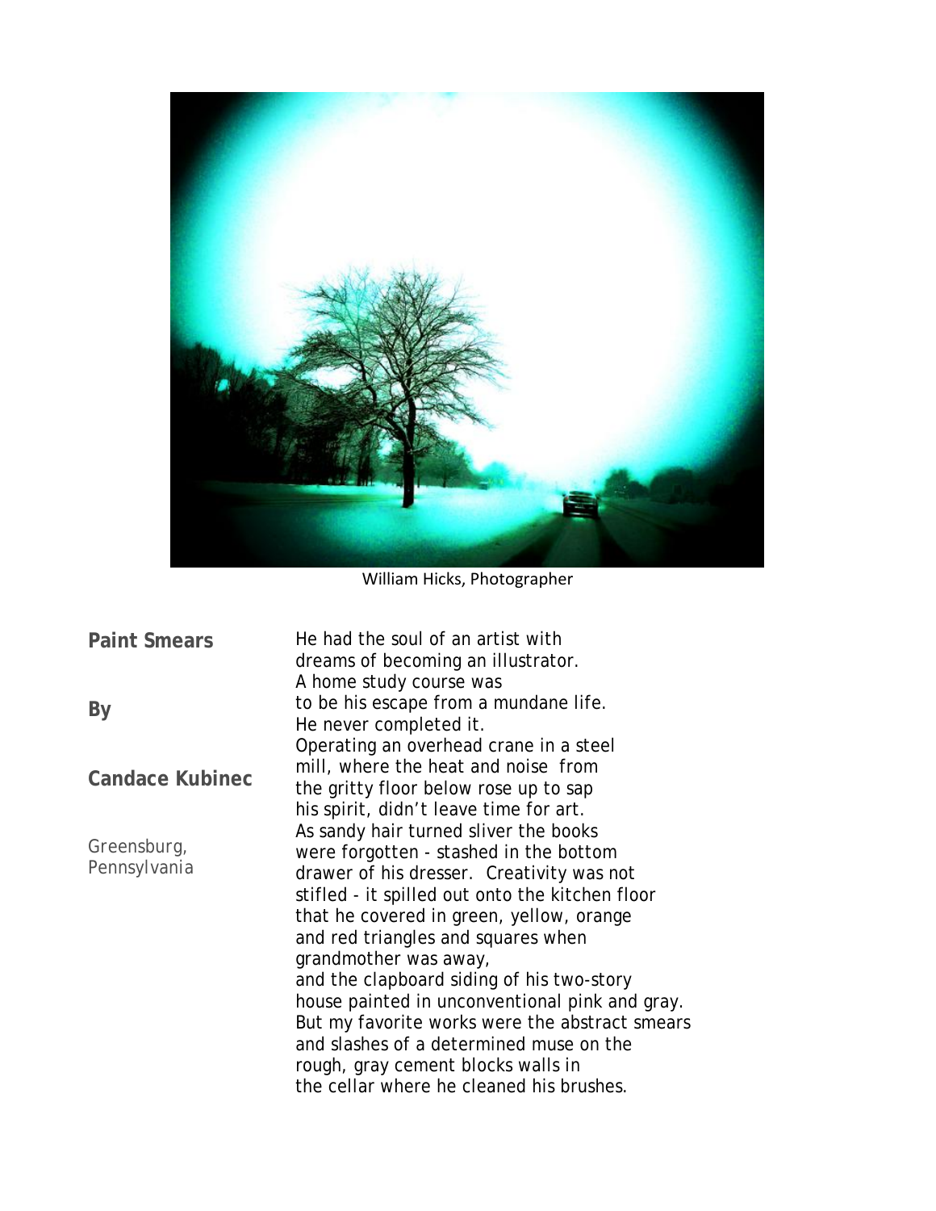William Hicks, Photographer

## Paint Smears

**By**

**Candace Kubinec**

Greensburg, Pennsylvania

He had the soul of an artist with
dreams of becoming an illustrator.
A home study course was
to be his escape from a mundane life.
He never completed it.
Operating an overhead crane in a steel
mill, where the heat and noise from
the gritty floor below rose up to sap
his spirit, didn't leave time for art.
As sandy hair turned sliver the books
were forgotten - stashed in the bottom
drawer of his dresser. Creativity was not
stifled - it spilled out onto the kitchen floor
that he covered in green, yellow, orange
and red triangles and squares when
grandmother was away,
and the clapboard siding of his two-story
house painted in unconventional pink and gray.
But my favorite works were the abstract smears
and slashes of a determined muse on the
rough, gray cement blocks walls in
the cellar where he cleaned his brushes.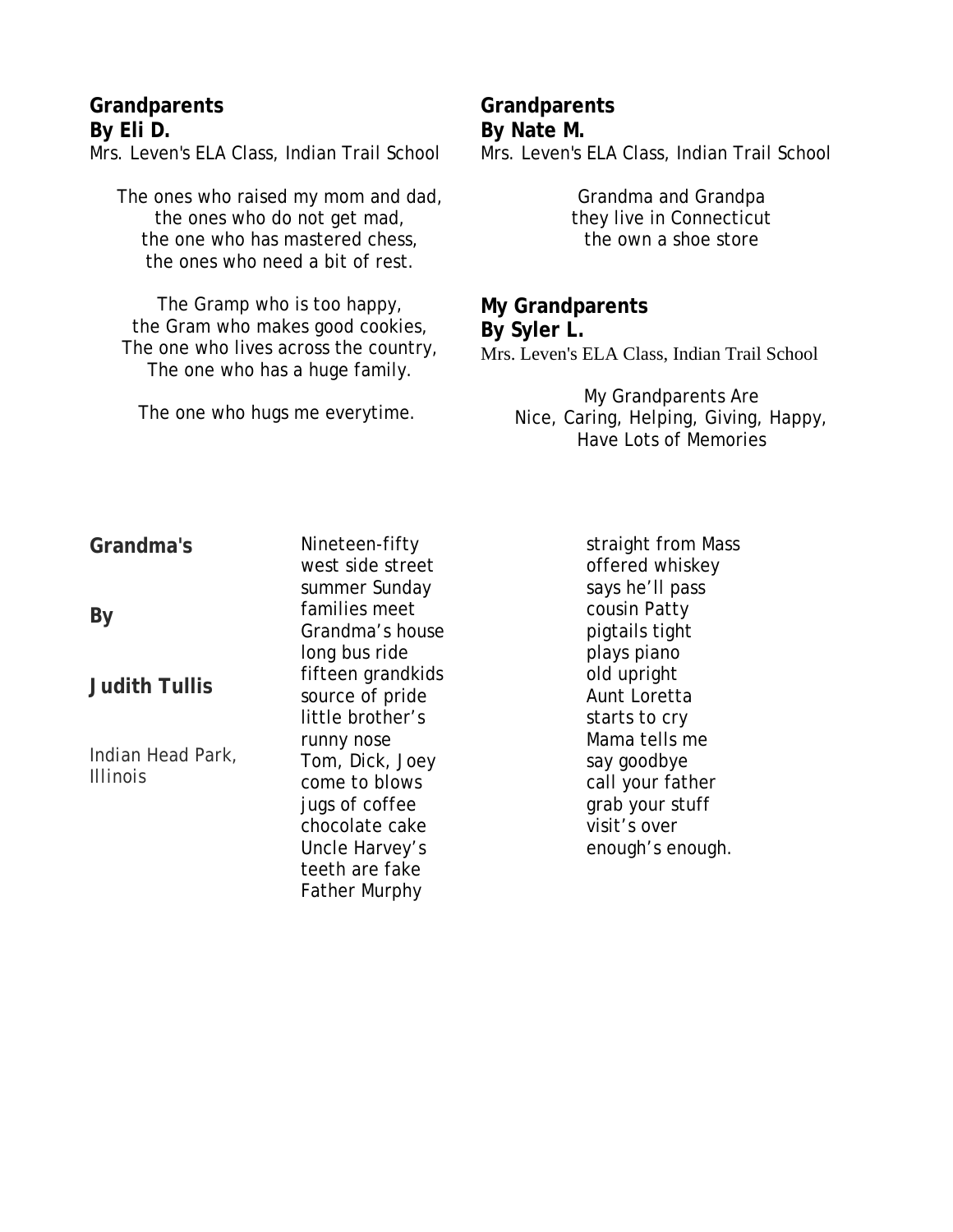## Grandparents

**By Eli D.**

Mrs. Leven's ELA Class, Indian Trail School

The ones who raised my mom and dad,
the ones who do not get mad,
the one who has mastered chess,
the ones who need a bit of rest.

The Gramp who is too happy,
the Gram who makes good cookies,
The one who lives across the country,
The one who has a huge family.

The one who hugs me everytime.

## Grandparents

**By Nate M.**

Mrs. Leven's ELA Class, Indian Trail School

Grandma and Grandpa
they live in Connecticut
the own a shoe store

## My Grandparents

**By Syler L.**

Mrs. Leven's ELA Class, Indian Trail School

My Grandparents Are
Nice, Caring, Helping, Giving, Happy,
Have Lots of Memories

## Grandma's

**By**

**Judith Tullis**

Indian Head Park, Illinois

Nineteen-fifty
west side street
summer Sunday
families meet
Grandma's house
long bus ride
fifteen grandkids
source of pride
little brother's
runny nose
Tom, Dick, Joey
come to blows
jugs of coffee
chocolate cake
Uncle Harvey's
teeth are fake
Father Murphy
straight from Mass
offered whiskey
says he'll pass
cousin Patty
pigtails tight
plays piano
old upright
Aunt Loretta
starts to cry
Mama tells me
say goodbye
call your father
grab your stuff
visit's over
enough's enough.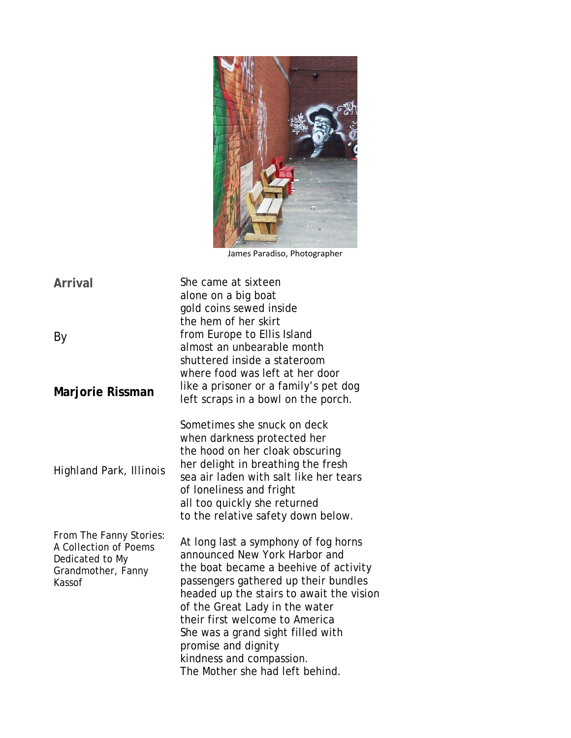James Paradiso, Photographer

## Arrival

By

**Marjorie Rissman**

Highland Park, Illinois

From The Fanny Stories: A Collection of Poems Dedicated to My Grandmother, Fanny Kassof

She came at sixteen
alone on a big boat
gold coins sewed inside
the hem of her skirt
from Europe to Ellis Island
almost an unbearable month
shuttered inside a stateroom
where food was left at her door
like a prisoner or a family's pet dog
left scraps in a bowl on the porch.

Sometimes she snuck on deck
when darkness protected her
the hood on her cloak obscuring
her delight in breathing the fresh
sea air laden with salt like her tears
of loneliness and fright
all too quickly she returned
to the relative safety down below.

At long last a symphony of fog horns
announced New York Harbor and
the boat became a beehive of activity
passengers gathered up their bundles
headed up the stairs to await the vision
of the Great Lady in the water
their first welcome to America
She was a grand sight filled with
promise and dignity
kindness and compassion.
The Mother she had left behind.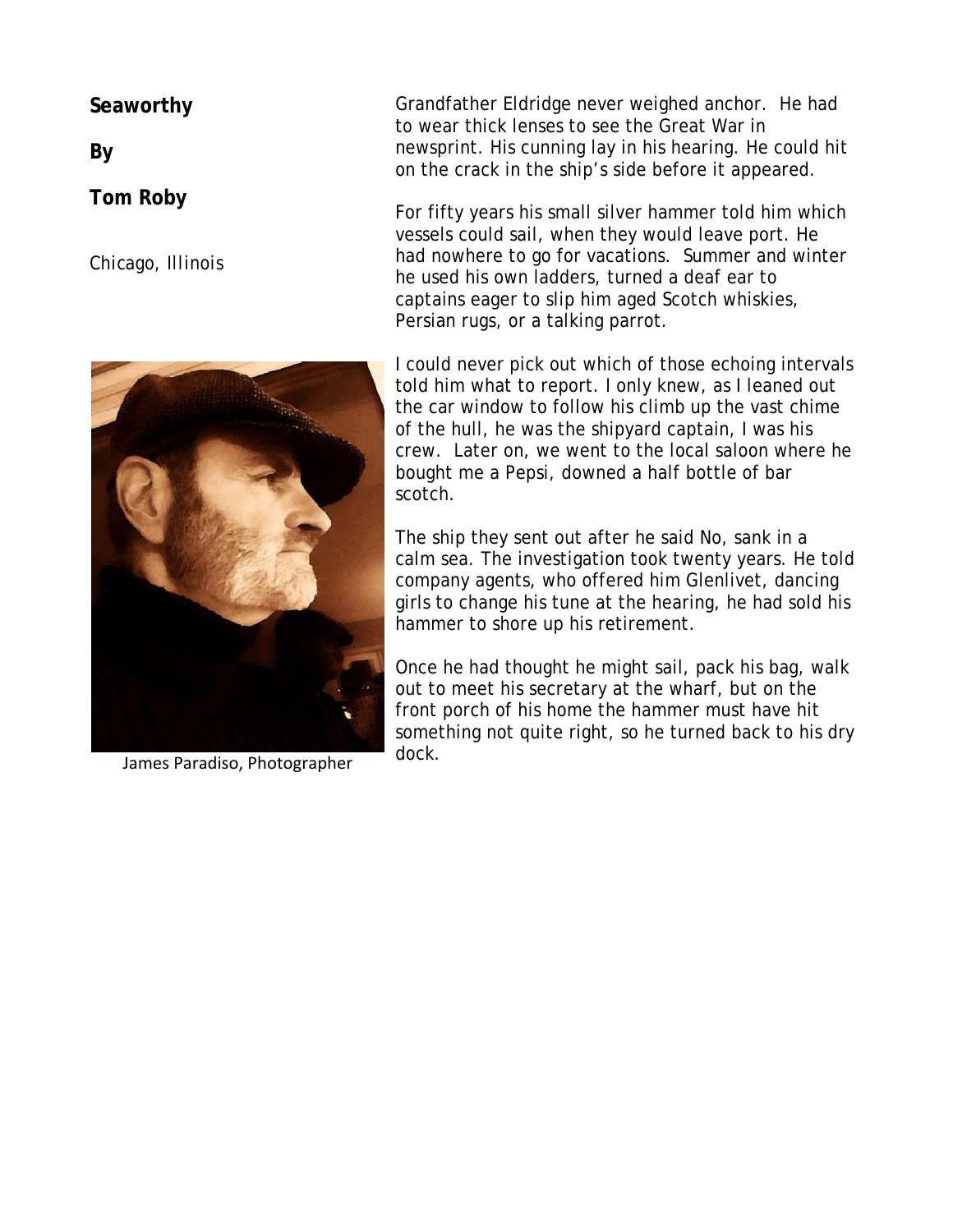**Seaworthy**

**By**

**Tom Roby**

Chicago, Illinois

James Paradiso, Photographer

Grandfather Eldridge never weighed anchor. He had to wear thick lenses to see the Great War in newsprint. His cunning lay in his hearing. He could hit on the crack in the ship's side before it appeared.

For fifty years his small silver hammer told him which vessels could sail, when they would leave port. He had nowhere to go for vacations. Summer and winter he used his own ladders, turned a deaf ear to captains eager to slip him aged Scotch whiskies, Persian rugs, or a talking parrot.

I could never pick out which of those echoing intervals told him what to report. I only knew, as I leaned out the car window to follow his climb up the vast chime of the hull, he was the shipyard captain, I was his crew. Later on, we went to the local saloon where he bought me a Pepsi, downed a half bottle of bar scotch.

The ship they sent out after he said No, sank in a calm sea. The investigation took twenty years. He told company agents, who offered him Glenlivet, dancing girls to change his tune at the hearing, he had sold his hammer to shore up his retirement.

Once he had thought he might sail, pack his bag, walk out to meet his secretary at the wharf, but on the front porch of his home the hammer must have hit something not quite right, so he turned back to his dry dock.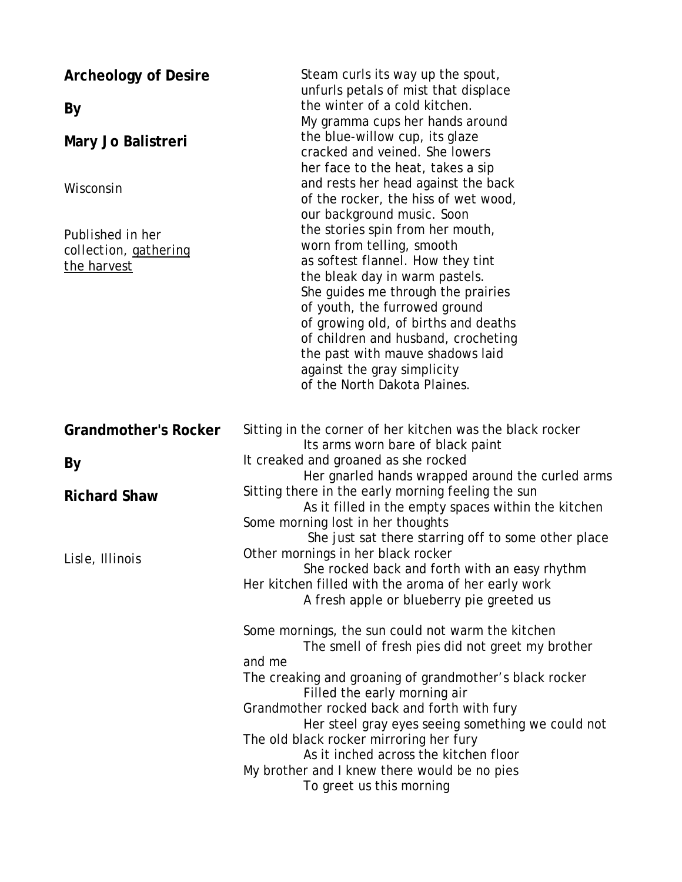## Archeology of Desire

**By**

**Mary Jo Balistreri**

Wisconsin

Published in her collection, gathering the harvest

Steam curls its way up the spout,
unfurls petals of mist that displace
the winter of a cold kitchen.
My gramma cups her hands around
the blue-willow cup, its glaze
cracked and veined. She lowers
her face to the heat, takes a sip
and rests her head against the back
of the rocker, the hiss of wet wood,
our background music. Soon
the stories spin from her mouth,
worn from telling, smooth
as softest flannel. How they tint
the bleak day in warm pastels.
She guides me through the prairies
of youth, the furrowed ground
of growing old, of births and deaths
of children and husband, crocheting
the past with mauve shadows laid
against the gray simplicity
of the North Dakota Plaines.

## Grandmother's Rocker

**By**

**Richard Shaw**

Lisle, Illinois

Sitting in the corner of her kitchen was the black rocker
Its arms worn bare of black paint
It creaked and groaned as she rocked
Her gnarled hands wrapped around the curled arms
Sitting there in the early morning feeling the sun
As it filled in the empty spaces within the kitchen
Some morning lost in her thoughts
She just sat there starring off to some other place
Other mornings in her black rocker
She rocked back and forth with an easy rhythm
Her kitchen filled with the aroma of her early work
A fresh apple or blueberry pie greeted us

Some mornings, the sun could not warm the kitchen
The smell of fresh pies did not greet my brother and me
The creaking and groaning of grandmother's black rocker
Filled the early morning air
Grandmother rocked back and forth with fury
Her steel gray eyes seeing something we could not
The old black rocker mirroring her fury
As it inched across the kitchen floor
My brother and I knew there would be no pies
To greet us this morning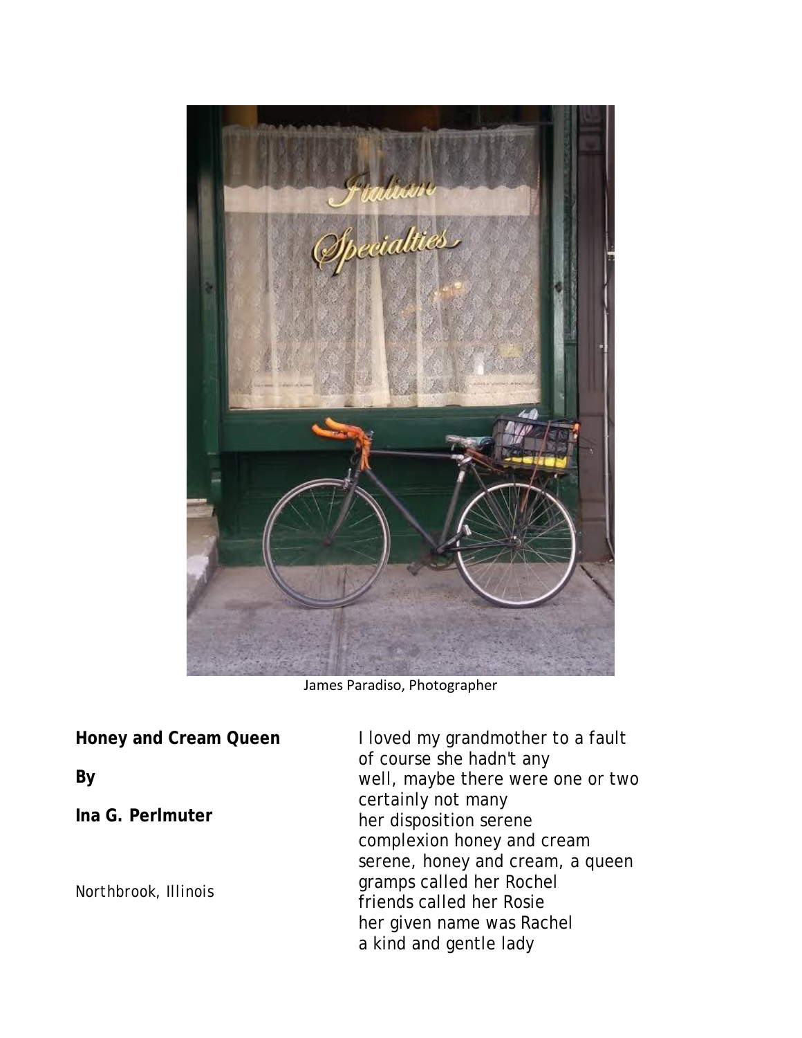James Paradiso, Photographer

**Honey and Cream Queen**

**By**

**Ina G. Perlmuter**

*Northbrook, Illinois*

I loved my grandmother to a fault  
of course she hadn't any  
well, maybe there were one or two  
certainly not many  
her disposition serene  
complexion honey and cream  
serene, honey and cream, a queen  
gramps called her Rochel  
friends called her Rosie  
her given name was Rachel  
a kind and gentle lady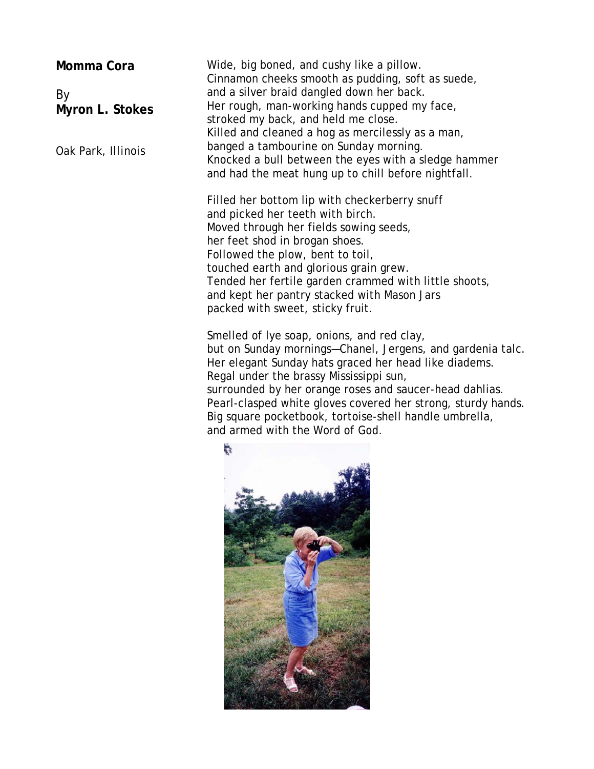**Momma Cora**

By
**Myron L. Stokes**

Oak Park, Illinois

Wide, big boned, and cushy like a pillow.
Cinnamon cheeks smooth as pudding, soft as suede,
and a silver braid dangled down her back.
Her rough, man-working hands cupped my face,
stroked my back, and held me close.
Killed and cleaned a hog as mercilessly as a man,
banged a tambourine on Sunday morning.
Knocked a bull between the eyes with a sledge hammer
and had the meat hung up to chill before nightfall.

Filled her bottom lip with checkerberry snuff
and picked her teeth with birch.
Moved through her fields sowing seeds,
her feet shod in brogan shoes.
Followed the plow, bent to toil,
touched earth and glorious grain grew.
Tended her fertile garden crammed with little shoots,
and kept her pantry stacked with Mason Jars
packed with sweet, sticky fruit.

Smelled of lye soap, onions, and red clay,
but on Sunday mornings—Chanel, Jergens, and gardenia talc.
Her elegant Sunday hats graced her head like diadems.
Regal under the brassy Mississippi sun,
surrounded by her orange roses and saucer-head dahlias.
Pearl-clasped white gloves covered her strong, sturdy hands.
Big square pocketbook, tortoise-shell handle umbrella,
and armed with the Word of God.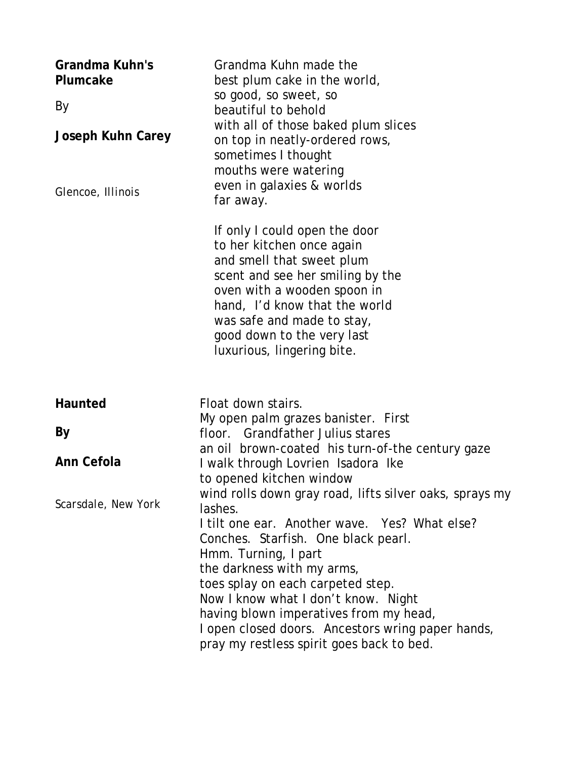## Grandma Kuhn's Plumcake

By

**Joseph Kuhn Carey**

Glencoe, Illinois

Grandma Kuhn made the
best plum cake in the world,
so good, so sweet, so
beautiful to behold
with all of those baked plum slices
on top in neatly-ordered rows,
sometimes I thought
mouths were watering
even in galaxies & worlds
far away.

If only I could open the door
to her kitchen once again
and smell that sweet plum
scent and see her smiling by the
oven with a wooden spoon in
hand,  I'd know that the world
was safe and made to stay,
good down to the very last
luxurious, lingering bite.

## Haunted

**By**

**Ann Cefola**

Scarsdale, New York

Float down stairs.
My open palm grazes banister.  First
floor.  Grandfather Julius stares
an oil  brown-coated  his turn-of-the century gaze
I walk through Lovrien  Isadora  Ike
to opened kitchen window
wind rolls down gray road, lifts silver oaks, sprays my lashes.
I tilt one ear.  Another wave.  Yes?  What else?
Conches.  Starfish.  One black pearl.
Hmm. Turning, I part
the darkness with my arms,
toes splay on each carpeted step.
Now I know what I don't know.  Night
having blown imperatives from my head,
I open closed doors.  Ancestors wring paper hands,
pray my restless spirit goes back to bed.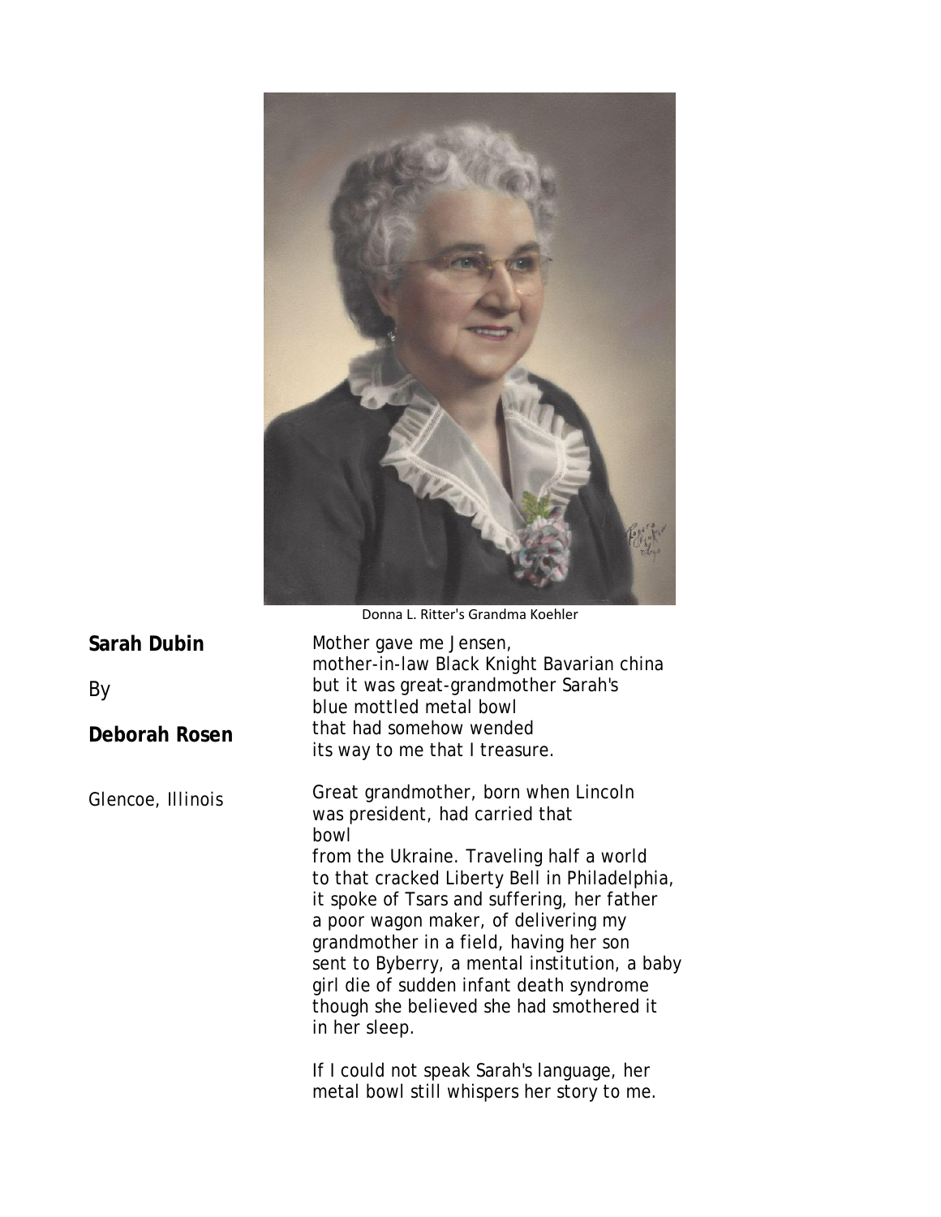Donna L. Ritter's Grandma Koehler

**Sarah Dubin**

By

**Deborah Rosen**

Glencoe, Illinois

Mother gave me Jensen,
mother-in-law Black Knight Bavarian china
but it was great-grandmother Sarah's
blue mottled metal bowl
that had somehow wended
its way to me that I treasure.

Great grandmother, born when Lincoln
was president, had carried that
bowl
from the Ukraine. Traveling half a world
to that cracked Liberty Bell in Philadelphia,
it spoke of Tsars and suffering, her father
a poor wagon maker, of delivering my
grandmother in a field, having her son
sent to Byberry, a mental institution, a baby
girl die of sudden infant death syndrome
though she believed she had smothered it
in her sleep.

If I could not speak Sarah's language, her
metal bowl still whispers her story to me.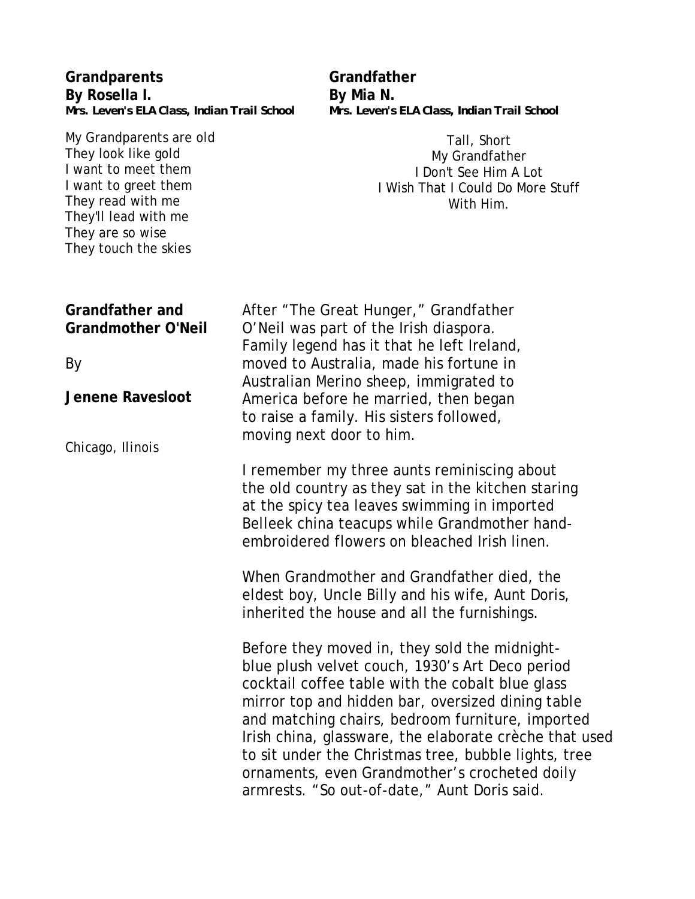## Grandparents

**By Rosella I.**

**Mrs. Leven's ELA Class, Indian Trail School**

My Grandparents are old
They look like gold
I want to meet them
I want to greet them
They read with me
They'll lead with me
They are so wise
They touch the skies

## Grandfather

**By Mia N.**

**Mrs. Leven's ELA Class, Indian Trail School**

Tall, Short
My Grandfather
I Don't See Him A Lot
I Wish That I Could Do More Stuff
With Him.

## Grandfather and Grandmother O'Neil

By

**Jenene Ravesloot**

Chicago, Ilinois

After "The Great Hunger," Grandfather O'Neil was part of the Irish diaspora. Family legend has it that he left Ireland, moved to Australia, made his fortune in Australian Merino sheep, immigrated to America before he married, then began to raise a family. His sisters followed, moving next door to him.

I remember my three aunts reminiscing about the old country as they sat in the kitchen staring at the spicy tea leaves swimming in imported Belleek china teacups while Grandmother hand-embroidered flowers on bleached Irish linen.

When Grandmother and Grandfather died, the eldest boy, Uncle Billy and his wife, Aunt Doris, inherited the house and all the furnishings.

Before they moved in, they sold the midnight-blue plush velvet couch, 1930's Art Deco period cocktail coffee table with the cobalt blue glass mirror top and hidden bar, oversized dining table and matching chairs, bedroom furniture, imported Irish china, glassware, the elaborate crèche that used to sit under the Christmas tree, bubble lights, tree ornaments, even Grandmother's crocheted doily armrests. "So out-of-date," Aunt Doris said.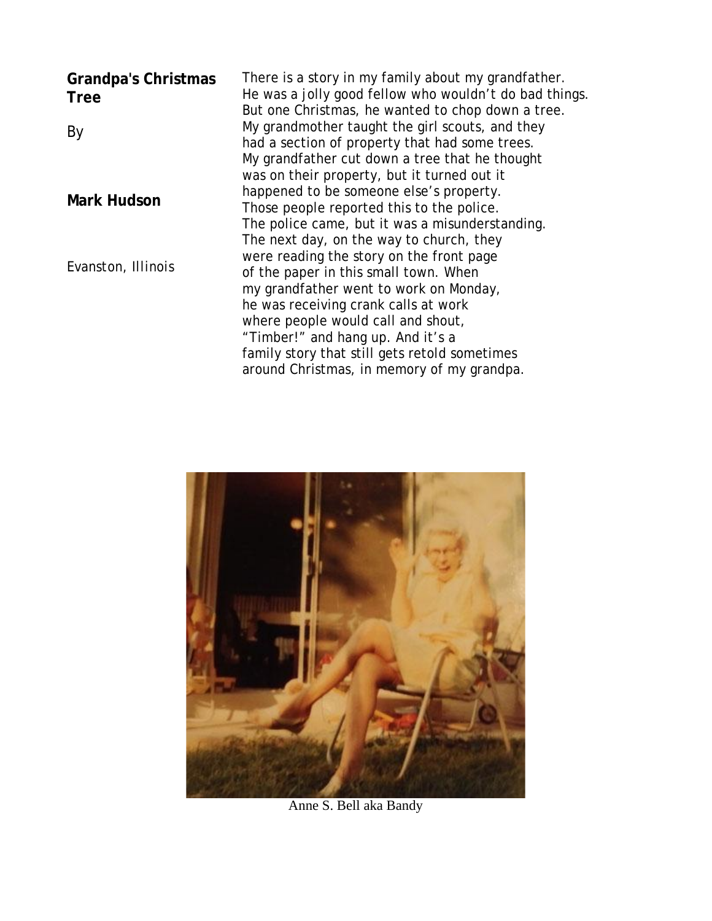## Grandpa's Christmas Tree

By

**Mark Hudson**

Evanston, Illinois

There is a story in my family about my grandfather.
He was a jolly good fellow who wouldn't do bad things.
But one Christmas, he wanted to chop down a tree.
My grandmother taught the girl scouts, and they
had a section of property that had some trees.
My grandfather cut down a tree that he thought
was on their property, but it turned out it
happened to be someone else's property.
Those people reported this to the police.
The police came, but it was a misunderstanding.
The next day, on the way to church, they
were reading the story on the front page
of the paper in this small town. When
my grandfather went to work on Monday,
he was receiving crank calls at work
where people would call and shout,
"Timber!" and hang up. And it's a
family story that still gets retold sometimes
around Christmas, in memory of my grandpa.

Anne S. Bell aka Bandy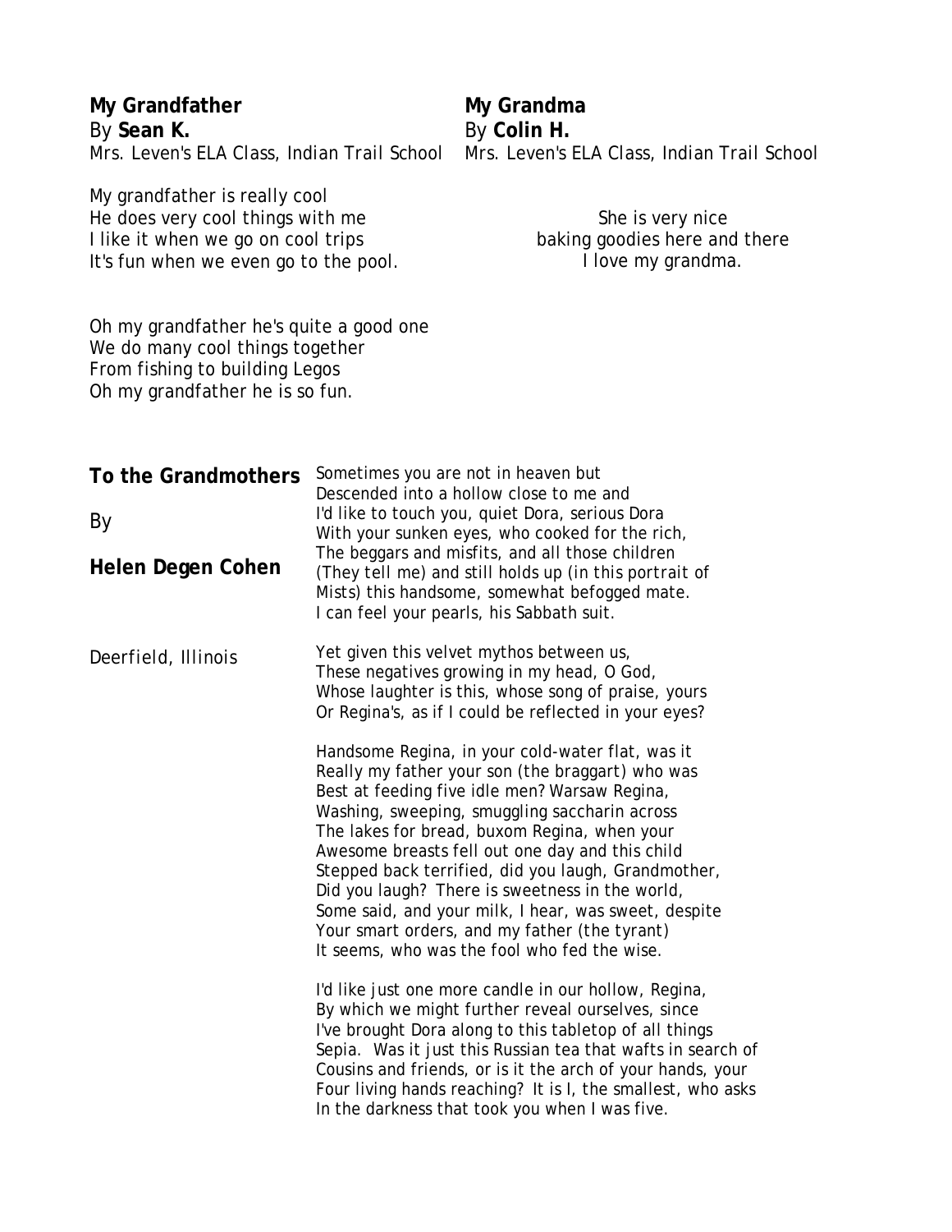**My Grandfather**
By **Sean K.**
Mrs. Leven's ELA Class, Indian Trail School

My grandfather is really cool
He does very cool things with me
I like it when we go on cool trips
It's fun when we even go to the pool.

Oh my grandfather he's quite a good one
We do many cool things together
From fishing to building Legos
Oh my grandfather he is so fun.

**My Grandma**
By **Colin H.**
Mrs. Leven's ELA Class, Indian Trail School

She is very nice
baking goodies here and there
I love my grandma.

**To the Grandmothers**

By

**Helen Degen Cohen**

Deerfield, Illinois

Sometimes you are not in heaven but
Descended into a hollow close to me and
I'd like to touch you, quiet Dora, serious Dora
With your sunken eyes, who cooked for the rich,
The beggars and misfits, and all those children
(They tell me) and still holds up (in this portrait of
Mists) this handsome, somewhat befogged mate.
I can feel your pearls, his Sabbath suit.

Yet given this velvet mythos between us,
These negatives growing in my head, O God,
Whose laughter is this, whose song of praise, yours
Or Regina's, as if I could be reflected in your eyes?

Handsome Regina, in your cold-water flat, was it
Really my father your son (the braggart) who was
Best at feeding five idle men? Warsaw Regina,
Washing, sweeping, smuggling saccharin across
The lakes for bread, buxom Regina, when your
Awesome breasts fell out one day and this child
Stepped back terrified, did you laugh, Grandmother,
Did you laugh? There is sweetness in the world,
Some said, and your milk, I hear, was sweet, despite
Your smart orders, and my father (the tyrant)
It seems, who was the fool who fed the wise.

I'd like just one more candle in our hollow, Regina,
By which we might further reveal ourselves, since
I've brought Dora along to this tabletop of all things
Sepia. Was it just this Russian tea that wafts in search of
Cousins and friends, or is it the arch of your hands, your
Four living hands reaching? It is I, the smallest, who asks
In the darkness that took you when I was five.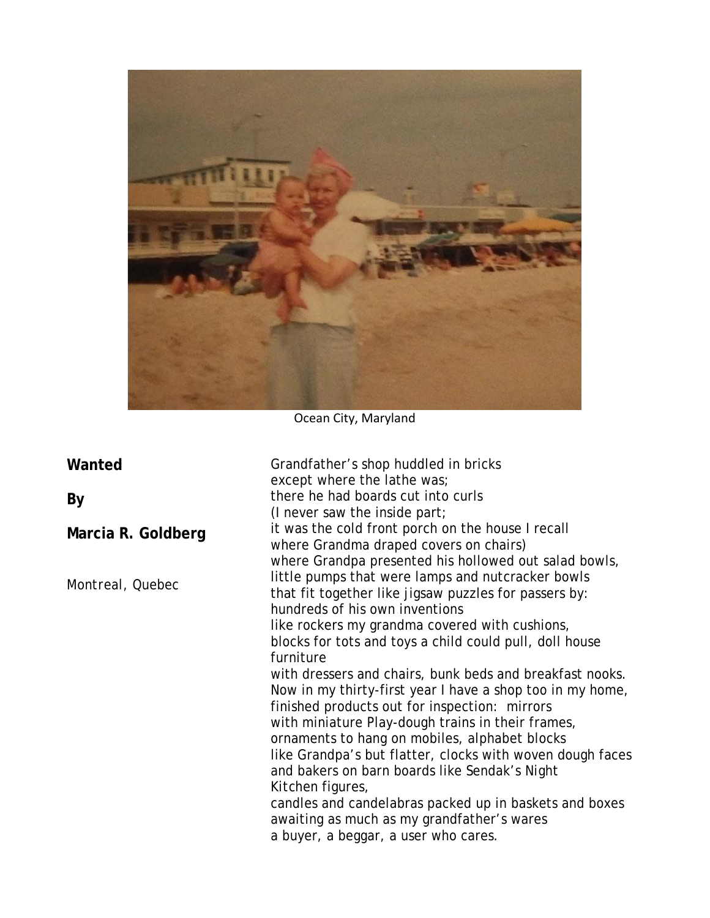Ocean City, Maryland

**Wanted**

**By**

**Marcia R. Goldberg**

Montreal, Quebec

Grandfather's shop huddled in bricks
except where the lathe was;
there he had boards cut into curls
(I never saw the inside part;
it was the cold front porch on the house I recall
where Grandma draped covers on chairs)
where Grandpa presented his hollowed out salad bowls,
little pumps that were lamps and nutcracker bowls
that fit together like jigsaw puzzles for passers by:
hundreds of his own inventions
like rockers my grandma covered with cushions,
blocks for tots and toys a child could pull, doll house furniture
with dressers and chairs, bunk beds and breakfast nooks.
Now in my thirty-first year I have a shop too in my home,
finished products out for inspection: mirrors
with miniature Play-dough trains in their frames,
ornaments to hang on mobiles, alphabet blocks
like Grandpa's but flatter, clocks with woven dough faces
and bakers on barn boards like Sendak's Night Kitchen figures,
candles and candelabras packed up in baskets and boxes
awaiting as much as my grandfather's wares
a buyer, a beggar, a user who cares.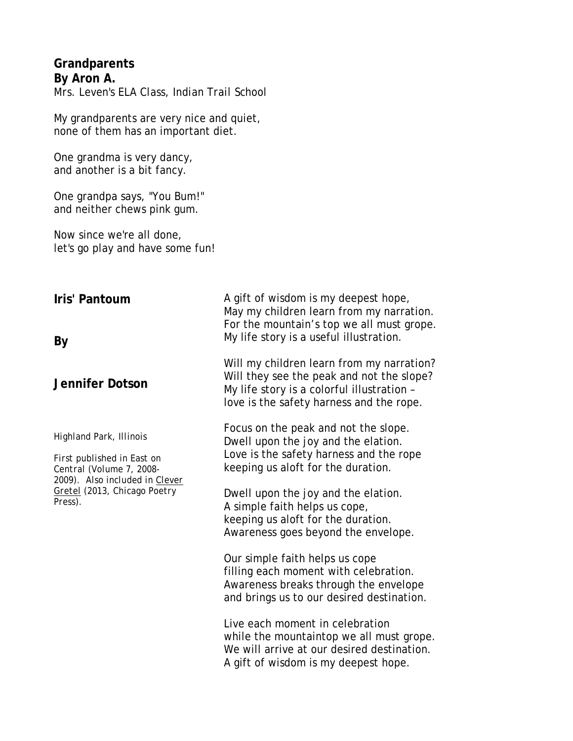**Grandparents**
**By Aron A.**
*Mrs. Leven's ELA Class, Indian Trail School*

My grandparents are very nice and quiet,
none of them has an important diet.

One grandma is very dancy,
and another is a bit fancy.

One grandpa says, "You Bum!"
and neither chews pink gum.

Now since we're all done,
let's go play and have some fun!

**Iris' Pantoum**

**By**

**Jennifer Dotson**

*Highland Park, Illinois*

*First published in East on Central (Volume 7, 2008-2009). Also included in <u>Clever Gretel</u> (2013, Chicago Poetry Press).*

A gift of wisdom is my deepest hope,
May my children learn from my narration.
For the mountain's top we all must grope.
My life story is a useful illustration.

Will my children learn from my narration?
Will they see the peak and not the slope?
My life story is a colorful illustration –
love is the safety harness and the rope.

Focus on the peak and not the slope.
Dwell upon the joy and the elation.
Love is the safety harness and the rope
keeping us aloft for the duration.

Dwell upon the joy and the elation.
A simple faith helps us cope,
keeping us aloft for the duration.
Awareness goes beyond the envelope.

Our simple faith helps us cope
filling each moment with celebration.
Awareness breaks through the envelope
and brings us to our desired destination.

Live each moment in celebration
while the mountaintop we all must grope.
We will arrive at our desired destination.
A gift of wisdom is my deepest hope.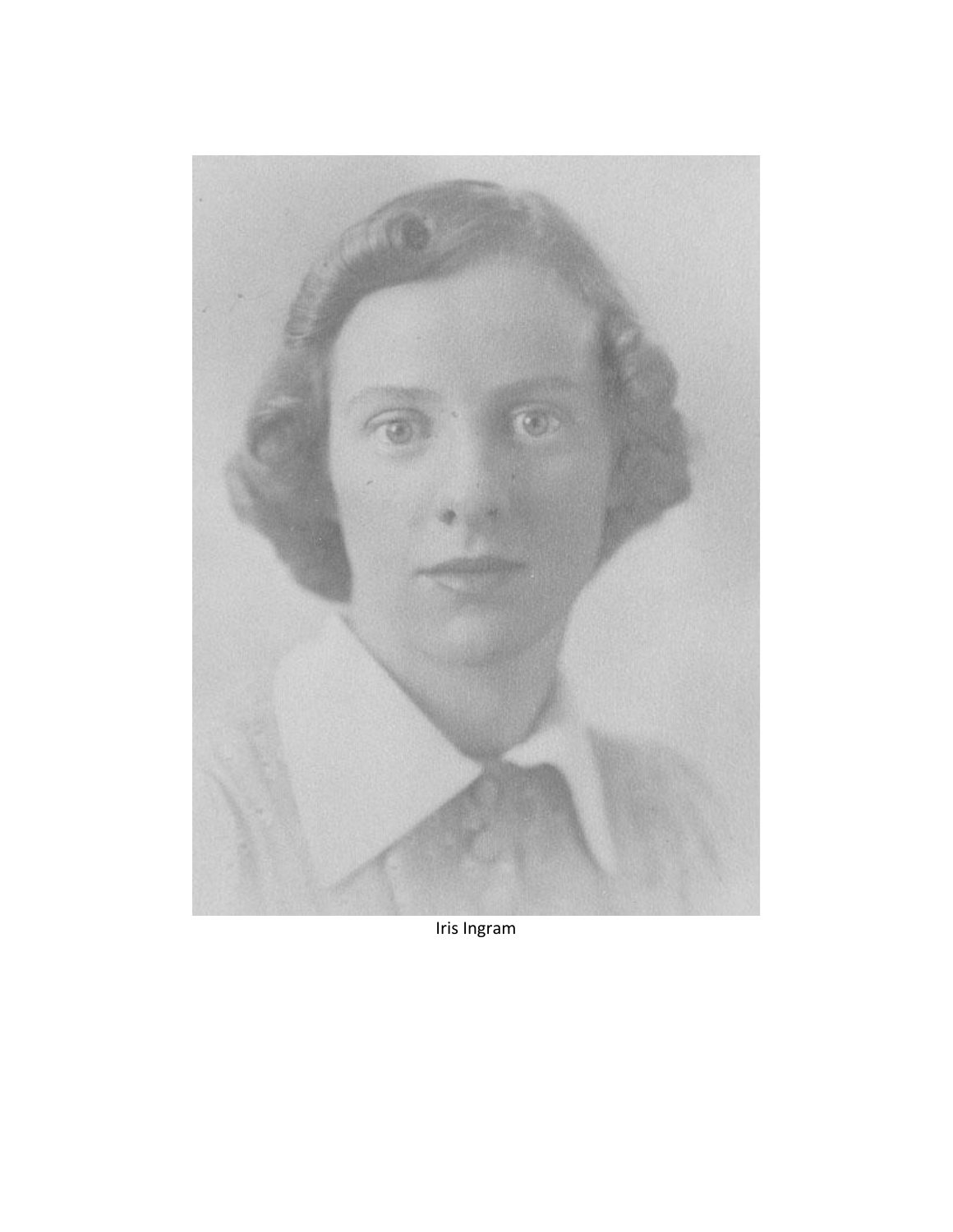Iris Ingram